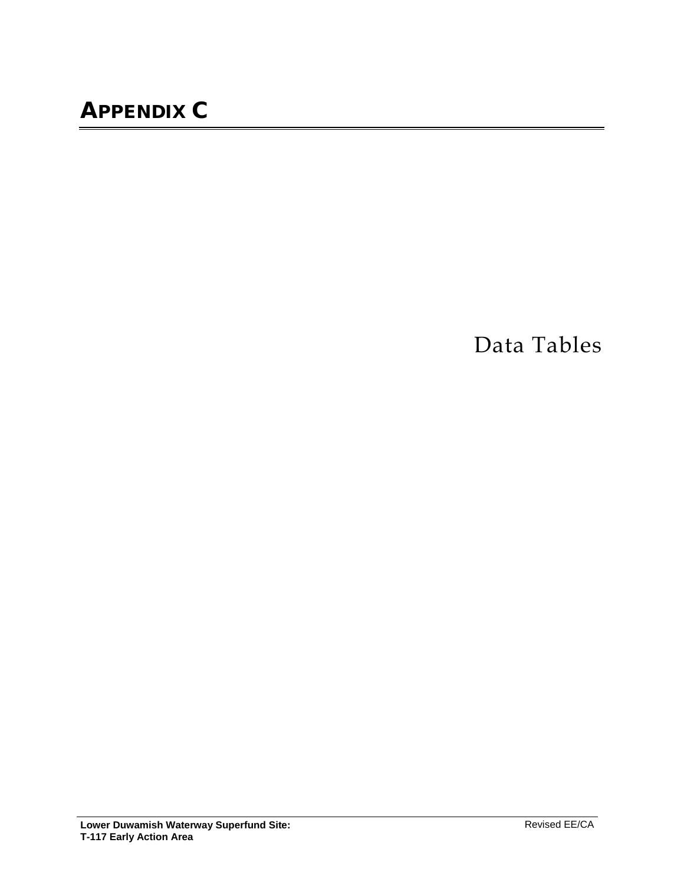# APPENDIX C

Data Tables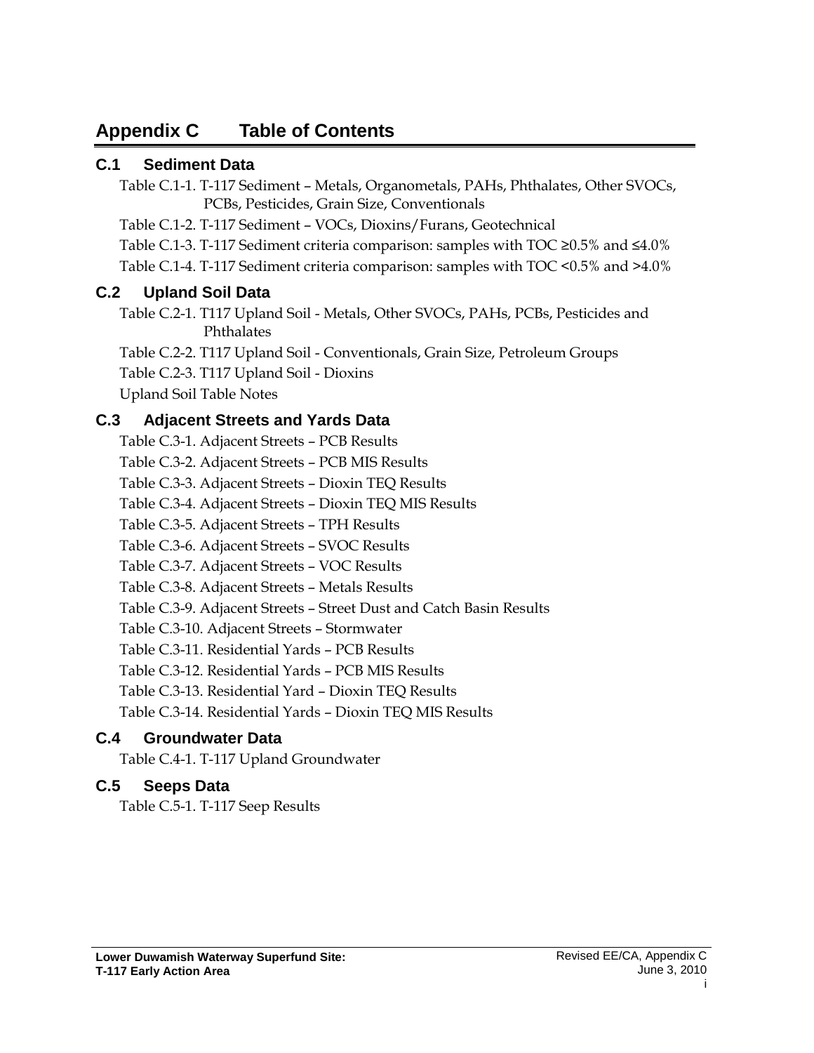# Appendix C Table of Contents

## C.1 Sediment Data

Table C.1-1. T-117 Sediment – Metals, Organometals, PAHs, Phthalates, Other SVOCs, PCBs, Pesticides, Grain Size, Conventionals

Table C.1-2. T-117 Sediment – VOCs, Dioxins/Furans, Geotechnical

Table C.1-3. T-117 Sediment criteria comparison: samples with TOC ≥0.5% and ≤4.0%

Table C.1-4. T-117 Sediment criteria comparison: samples with TOC <0.5% and >4.0%

## C.2 Upland Soil Data

Table C.2-1. T117 Upland Soil - Metals, Other SVOCs, PAHs, PCBs, Pesticides and Phthalates

Table C.2-2. T117 Upland Soil - Conventionals, Grain Size, Petroleum Groups

Table C.2-3. T117 Upland Soil - Dioxins

Upland Soil Table Notes

## C.3 Adjacent Streets and Yards Data

Table C.3-1. Adjacent Streets – PCB Results

Table C.3-2. Adjacent Streets – PCB MIS Results

Table C.3-3. Adjacent Streets – Dioxin TEQ Results

Table C.3-4. Adjacent Streets – Dioxin TEQ MIS Results

Table C.3-5. Adjacent Streets – TPH Results

Table C.3-6. Adjacent Streets – SVOC Results

Table C.3-7. Adjacent Streets – VOC Results

Table C.3-8. Adjacent Streets – Metals Results

Table C.3-9. Adjacent Streets – Street Dust and Catch Basin Results

Table C.3-10. Adjacent Streets – Stormwater

Table C.3-11. Residential Yards – PCB Results

Table C.3-12. Residential Yards – PCB MIS Results

Table C.3-13. Residential Yard – Dioxin TEQ Results

Table C.3-14. Residential Yards – Dioxin TEQ MIS Results

## C.4 Groundwater Data

Table C.4-1. T-117 Upland Groundwater

## C.5 Seeps Data

Table C.5-1. T-117 Seep Results